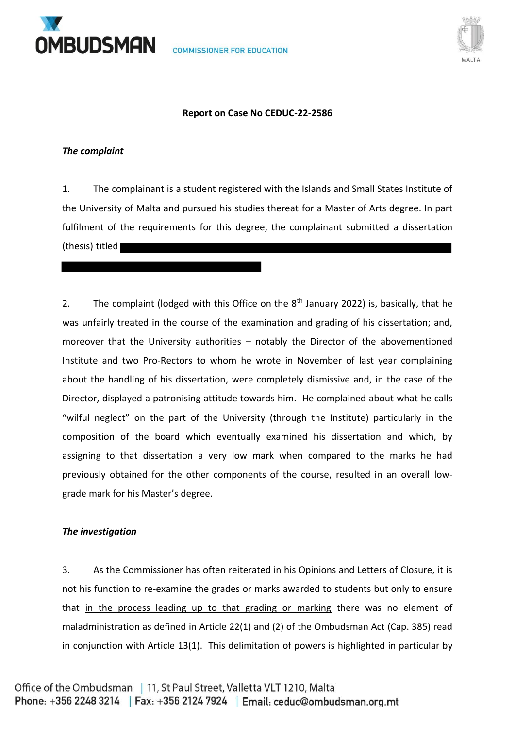**Report on Case No CEDUC-22-2586**

***The complaint***

1. The complainant is a student registered with the Islands and Small States Institute of the University of Malta and pursued his studies thereat for a Master of Arts degree. In part fulfilment of the requirements for this degree, the complainant submitted a dissertation (thesis) titled

2. The complaint (lodged with this Office on the 8th January 2022) is, basically, that he was unfairly treated in the course of the examination and grading of his dissertation; and, moreover that the University authorities – notably the Director of the abovementioned Institute and two Pro-Rectors to whom he wrote in November of last year complaining about the handling of his dissertation, were completely dismissive and, in the case of the Director, displayed a patronising attitude towards him. He complained about what he calls "wilful neglect" on the part of the University (through the Institute) particularly in the composition of the board which eventually examined his dissertation and which, by assigning to that dissertation a very low mark when compared to the marks he had previously obtained for the other components of the course, resulted in an overall low-grade mark for his Master's degree.

***The investigation***

3. As the Commissioner has often reiterated in his Opinions and Letters of Closure, it is not his function to re-examine the grades or marks awarded to students but only to ensure that <u>in the process leading up to that grading or marking</u> there was no element of maladministration as defined in Article 22(1) and (2) of the Ombudsman Act (Cap. 385) read in conjunction with Article 13(1). This delimitation of powers is highlighted in particular by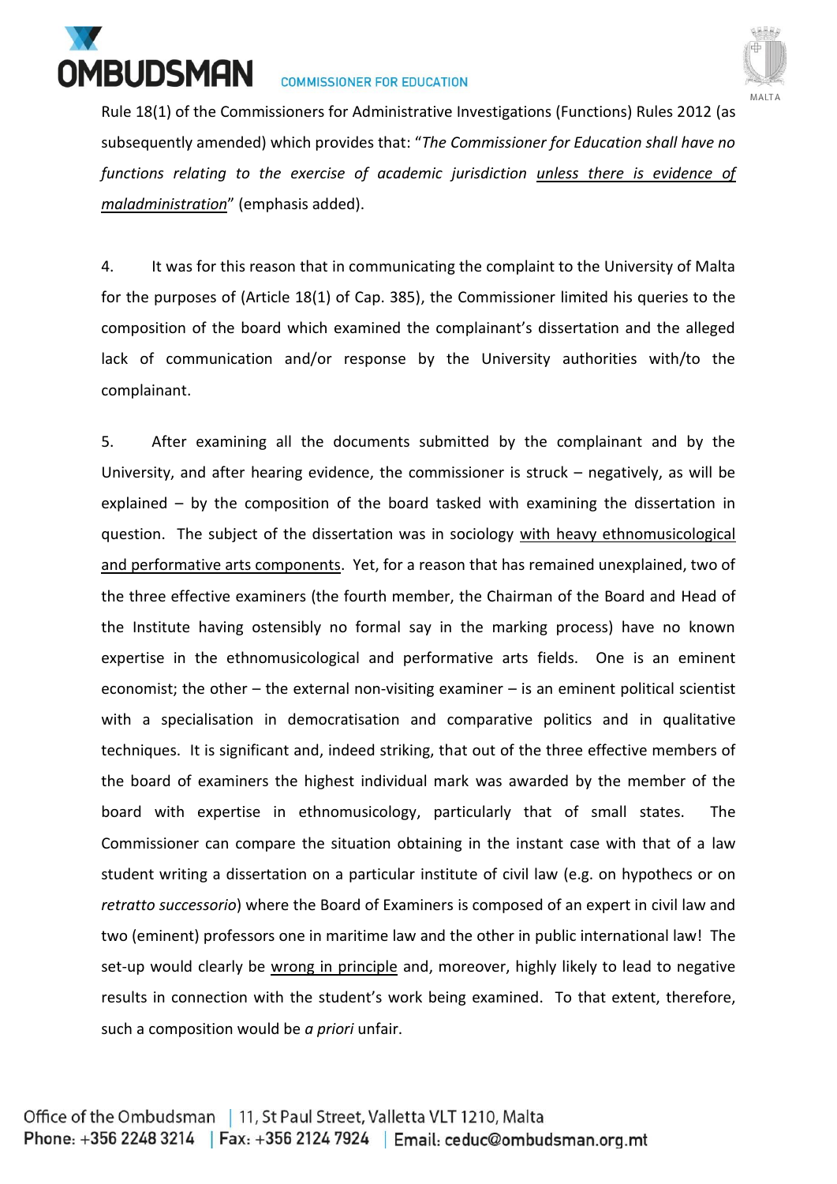Rule 18(1) of the Commissioners for Administrative Investigations (Functions) Rules 2012 (as subsequently amended) which provides that: "*The Commissioner for Education shall have no functions relating to the exercise of academic jurisdiction unless there is evidence of maladministration*" (emphasis added).

4. It was for this reason that in communicating the complaint to the University of Malta for the purposes of (Article 18(1) of Cap. 385), the Commissioner limited his queries to the composition of the board which examined the complainant's dissertation and the alleged lack of communication and/or response by the University authorities with/to the complainant.

5. After examining all the documents submitted by the complainant and by the University, and after hearing evidence, the commissioner is struck – negatively, as will be explained – by the composition of the board tasked with examining the dissertation in question. The subject of the dissertation was in sociology with heavy ethnomusicological and performative arts components. Yet, for a reason that has remained unexplained, two of the three effective examiners (the fourth member, the Chairman of the Board and Head of the Institute having ostensibly no formal say in the marking process) have no known expertise in the ethnomusicological and performative arts fields. One is an eminent economist; the other – the external non-visiting examiner – is an eminent political scientist with a specialisation in democratisation and comparative politics and in qualitative techniques. It is significant and, indeed, striking, that out of the three effective members of the board of examiners the highest individual mark was awarded by the member of the board with expertise in ethnomusicology, particularly that of small states. The Commissioner can compare the situation obtaining in the instant case with that of a law student writing a dissertation on a particular institute of civil law (e.g. on hypothecs or on *retratto successorio*) where the Board of Examiners is composed of an expert in civil law and two (eminent) professors one in maritime law and the other in public international law! The set-up would clearly be wrong in principle and, moreover, highly likely to lead to negative results in connection with the student's work being examined. To that extent, therefore, such a composition would be *a priori* unfair.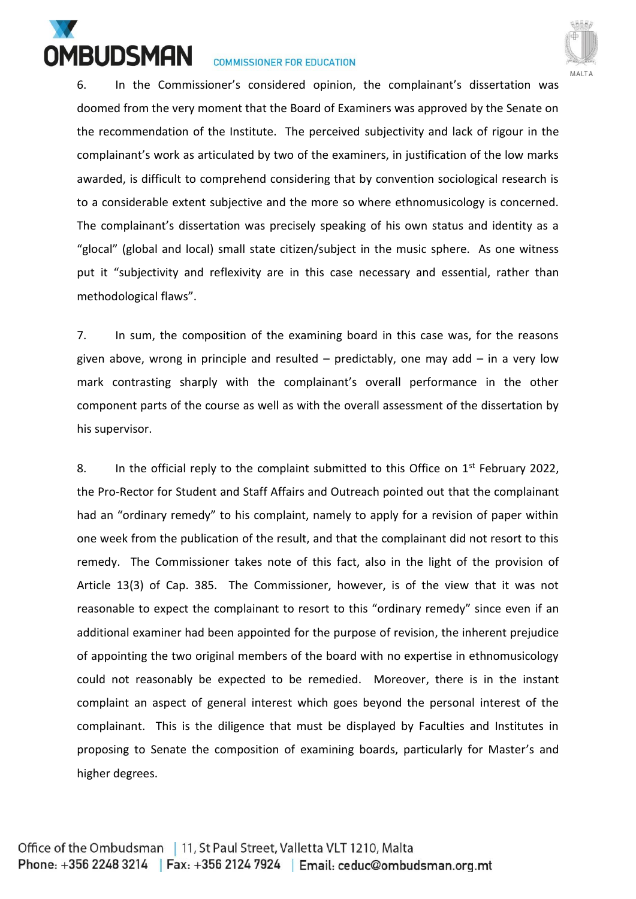6. In the Commissioner's considered opinion, the complainant's dissertation was doomed from the very moment that the Board of Examiners was approved by the Senate on the recommendation of the Institute. The perceived subjectivity and lack of rigour in the complainant's work as articulated by two of the examiners, in justification of the low marks awarded, is difficult to comprehend considering that by convention sociological research is to a considerable extent subjective and the more so where ethnomusicology is concerned. The complainant's dissertation was precisely speaking of his own status and identity as a "glocal" (global and local) small state citizen/subject in the music sphere. As one witness put it "subjectivity and reflexivity are in this case necessary and essential, rather than methodological flaws".

7. In sum, the composition of the examining board in this case was, for the reasons given above, wrong in principle and resulted – predictably, one may add – in a very low mark contrasting sharply with the complainant's overall performance in the other component parts of the course as well as with the overall assessment of the dissertation by his supervisor.

8. In the official reply to the complaint submitted to this Office on 1st February 2022, the Pro-Rector for Student and Staff Affairs and Outreach pointed out that the complainant had an "ordinary remedy" to his complaint, namely to apply for a revision of paper within one week from the publication of the result, and that the complainant did not resort to this remedy. The Commissioner takes note of this fact, also in the light of the provision of Article 13(3) of Cap. 385. The Commissioner, however, is of the view that it was not reasonable to expect the complainant to resort to this "ordinary remedy" since even if an additional examiner had been appointed for the purpose of revision, the inherent prejudice of appointing the two original members of the board with no expertise in ethnomusicology could not reasonably be expected to be remedied. Moreover, there is in the instant complaint an aspect of general interest which goes beyond the personal interest of the complainant. This is the diligence that must be displayed by Faculties and Institutes in proposing to Senate the composition of examining boards, particularly for Master's and higher degrees.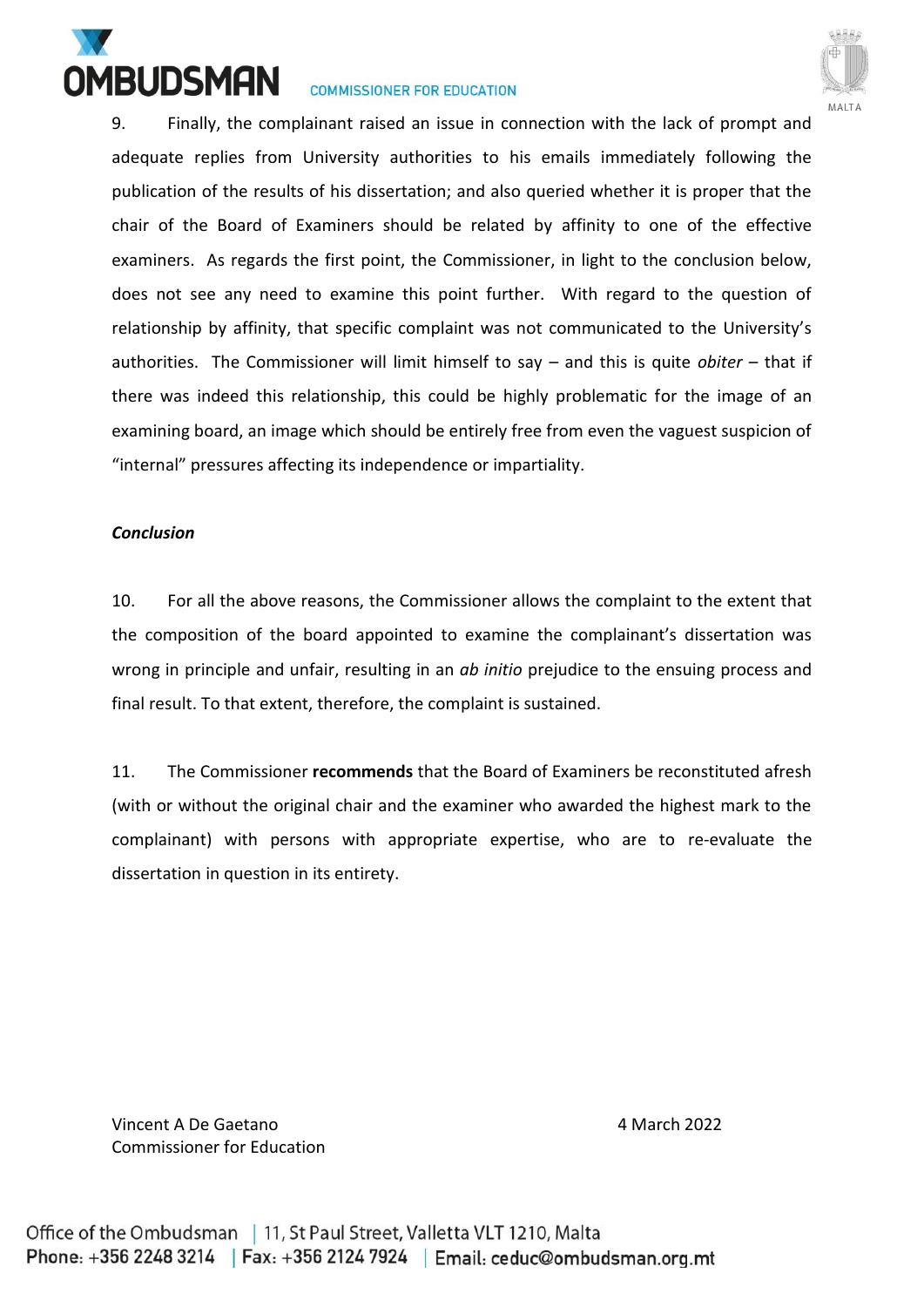9. Finally, the complainant raised an issue in connection with the lack of prompt and adequate replies from University authorities to his emails immediately following the publication of the results of his dissertation; and also queried whether it is proper that the chair of the Board of Examiners should be related by affinity to one of the effective examiners. As regards the first point, the Commissioner, in light to the conclusion below, does not see any need to examine this point further. With regard to the question of relationship by affinity, that specific complaint was not communicated to the University's authorities. The Commissioner will limit himself to say – and this is quite *obiter* – that if there was indeed this relationship, this could be highly problematic for the image of an examining board, an image which should be entirely free from even the vaguest suspicion of "internal" pressures affecting its independence or impartiality.

***Conclusion***

10. For all the above reasons, the Commissioner allows the complaint to the extent that the composition of the board appointed to examine the complainant's dissertation was wrong in principle and unfair, resulting in an *ab initio* prejudice to the ensuing process and final result. To that extent, therefore, the complaint is sustained.

11. The Commissioner **recommends** that the Board of Examiners be reconstituted afresh (with or without the original chair and the examiner who awarded the highest mark to the complainant) with persons with appropriate expertise, who are to re-evaluate the dissertation in question in its entirety.

Vincent A De Gaetano
Commissioner for Education

4 March 2022